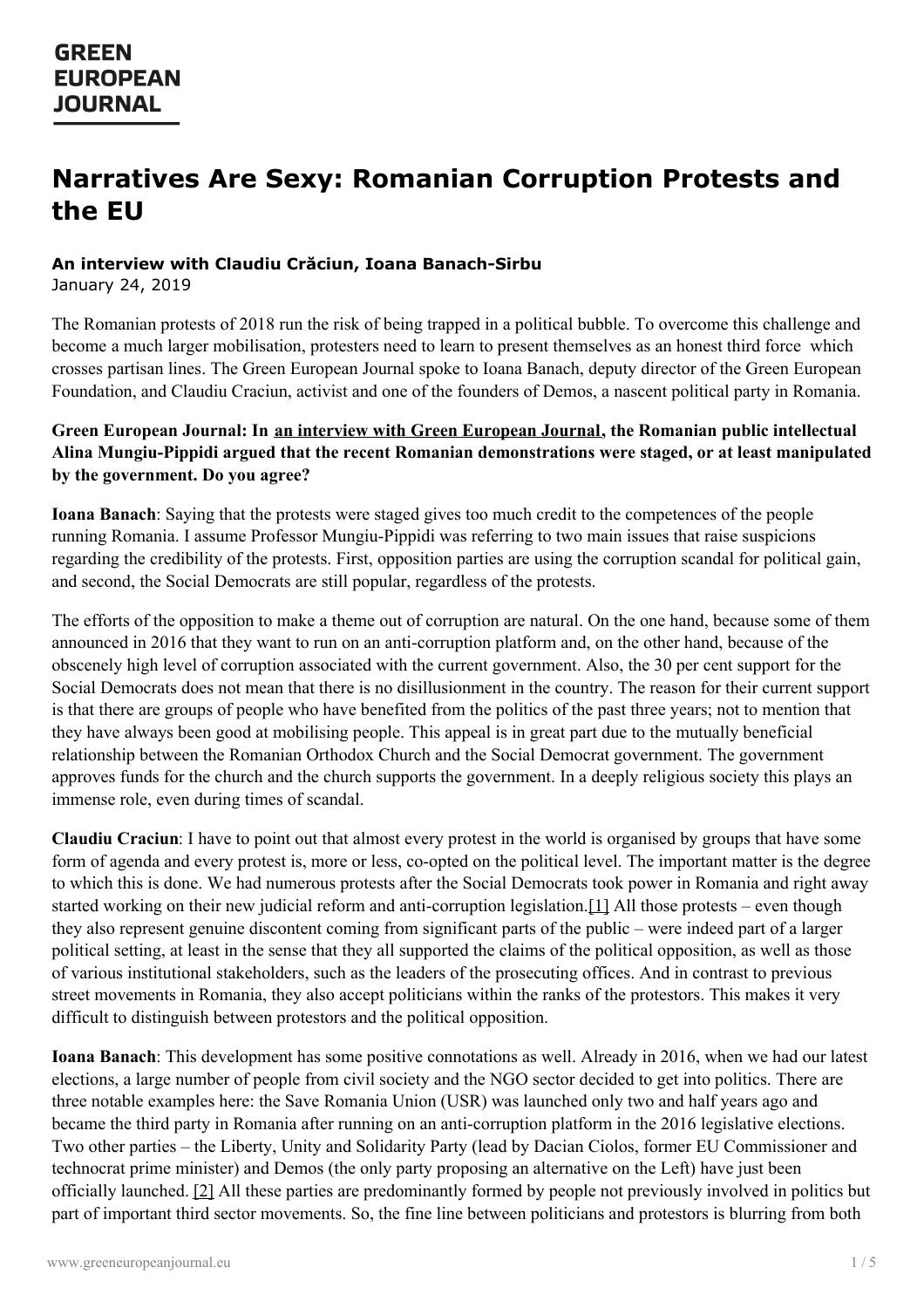# Narratives Are Sexy: Romanian Corruption Protests and the EU

**An interview with Claudiu Crăciun, Ioana Banach-Sirbu**

January 24, 2019

The Romanian protests of 2018 run the risk of being trapped in a political bubble. To overcome this challenge and become a much larger mobilisation, protesters need to learn to present themselves as an honest third force which crosses partisan lines. The Green European Journal spoke to Ioana Banach, deputy director of the Green European Foundation, and Claudiu Craciun, activist and one of the founders of Demos, a nascent political party in Romania.

**Green European Journal: In an interview with Green European Journal, the Romanian public intellectual Alina Mungiu-Pippidi argued that the recent Romanian demonstrations were staged, or at least manipulated by the government. Do you agree?**

**Ioana Banach**: Saying that the protests were staged gives too much credit to the competences of the people running Romania. I assume Professor Mungiu-Pippidi was referring to two main issues that raise suspicions regarding the credibility of the protests. First, opposition parties are using the corruption scandal for political gain, and second, the Social Democrats are still popular, regardless of the protests.

The efforts of the opposition to make a theme out of corruption are natural. On the one hand, because some of them announced in 2016 that they want to run on an anti-corruption platform and, on the other hand, because of the obscenely high level of corruption associated with the current government. Also, the 30 per cent support for the Social Democrats does not mean that there is no disillusionment in the country. The reason for their current support is that there are groups of people who have benefited from the politics of the past three years; not to mention that they have always been good at mobilising people. This appeal is in great part due to the mutually beneficial relationship between the Romanian Orthodox Church and the Social Democrat government. The government approves funds for the church and the church supports the government. In a deeply religious society this plays an immense role, even during times of scandal.

**Claudiu Craciun**: I have to point out that almost every protest in the world is organised by groups that have some form of agenda and every protest is, more or less, co-opted on the political level. The important matter is the degree to which this is done. We had numerous protests after the Social Democrats took power in Romania and right away started working on their new judicial reform and anti-corruption legislation.[1] All those protests – even though they also represent genuine discontent coming from significant parts of the public – were indeed part of a larger political setting, at least in the sense that they all supported the claims of the political opposition, as well as those of various institutional stakeholders, such as the leaders of the prosecuting offices. And in contrast to previous street movements in Romania, they also accept politicians within the ranks of the protestors. This makes it very difficult to distinguish between protestors and the political opposition.

**Ioana Banach**: This development has some positive connotations as well. Already in 2016, when we had our latest elections, a large number of people from civil society and the NGO sector decided to get into politics. There are three notable examples here: the Save Romania Union (USR) was launched only two and half years ago and became the third party in Romania after running on an anti-corruption platform in the 2016 legislative elections. Two other parties – the Liberty, Unity and Solidarity Party (lead by Dacian Ciolos, former EU Commissioner and technocrat prime minister) and Demos (the only party proposing an alternative on the Left) have just been officially launched. [2] All these parties are predominantly formed by people not previously involved in politics but part of important third sector movements. So, the fine line between politicians and protestors is blurring from both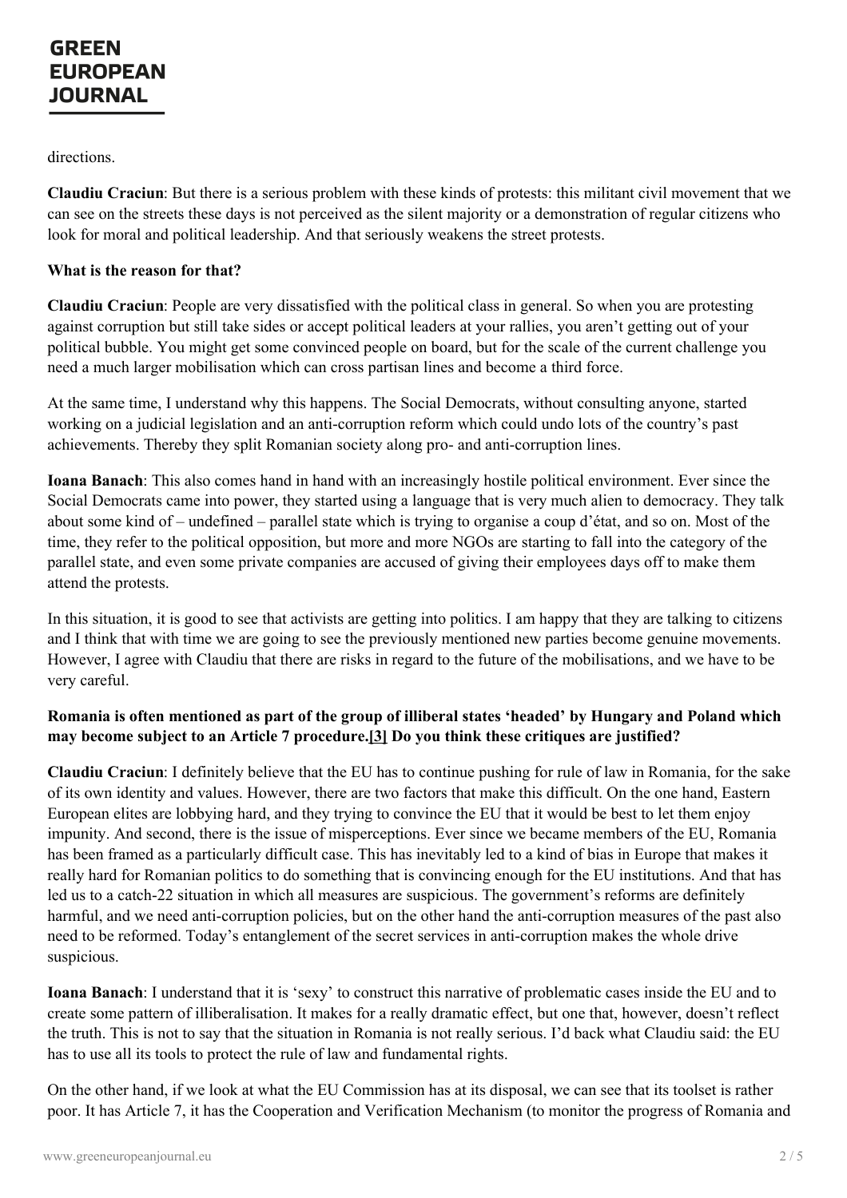directions.

**Claudiu Craciun**: But there is a serious problem with these kinds of protests: this militant civil movement that we can see on the streets these days is not perceived as the silent majority or a demonstration of regular citizens who look for moral and political leadership. And that seriously weakens the street protests.

**What is the reason for that?**

**Claudiu Craciun**: People are very dissatisfied with the political class in general. So when you are protesting against corruption but still take sides or accept political leaders at your rallies, you aren't getting out of your political bubble. You might get some convinced people on board, but for the scale of the current challenge you need a much larger mobilisation which can cross partisan lines and become a third force.

At the same time, I understand why this happens. The Social Democrats, without consulting anyone, started working on a judicial legislation and an anti-corruption reform which could undo lots of the country's past achievements. Thereby they split Romanian society along pro- and anti-corruption lines.

**Ioana Banach**: This also comes hand in hand with an increasingly hostile political environment. Ever since the Social Democrats came into power, they started using a language that is very much alien to democracy. They talk about some kind of – undefined – parallel state which is trying to organise a coup d'état, and so on. Most of the time, they refer to the political opposition, but more and more NGOs are starting to fall into the category of the parallel state, and even some private companies are accused of giving their employees days off to make them attend the protests.

In this situation, it is good to see that activists are getting into politics. I am happy that they are talking to citizens and I think that with time we are going to see the previously mentioned new parties become genuine movements. However, I agree with Claudiu that there are risks in regard to the future of the mobilisations, and we have to be very careful.

**Romania is often mentioned as part of the group of illiberal states 'headed' by Hungary and Poland which may become subject to an Article 7 procedure.[3] Do you think these critiques are justified?**

**Claudiu Craciun**: I definitely believe that the EU has to continue pushing for rule of law in Romania, for the sake of its own identity and values. However, there are two factors that make this difficult. On the one hand, Eastern European elites are lobbying hard, and they trying to convince the EU that it would be best to let them enjoy impunity. And second, there is the issue of misperceptions. Ever since we became members of the EU, Romania has been framed as a particularly difficult case. This has inevitably led to a kind of bias in Europe that makes it really hard for Romanian politics to do something that is convincing enough for the EU institutions. And that has led us to a catch-22 situation in which all measures are suspicious. The government's reforms are definitely harmful, and we need anti-corruption policies, but on the other hand the anti-corruption measures of the past also need to be reformed. Today's entanglement of the secret services in anti-corruption makes the whole drive suspicious.

**Ioana Banach**: I understand that it is 'sexy' to construct this narrative of problematic cases inside the EU and to create some pattern of illiberalisation. It makes for a really dramatic effect, but one that, however, doesn't reflect the truth. This is not to say that the situation in Romania is not really serious. I'd back what Claudiu said: the EU has to use all its tools to protect the rule of law and fundamental rights.

On the other hand, if we look at what the EU Commission has at its disposal, we can see that its toolset is rather poor. It has Article 7, it has the Cooperation and Verification Mechanism (to monitor the progress of Romania and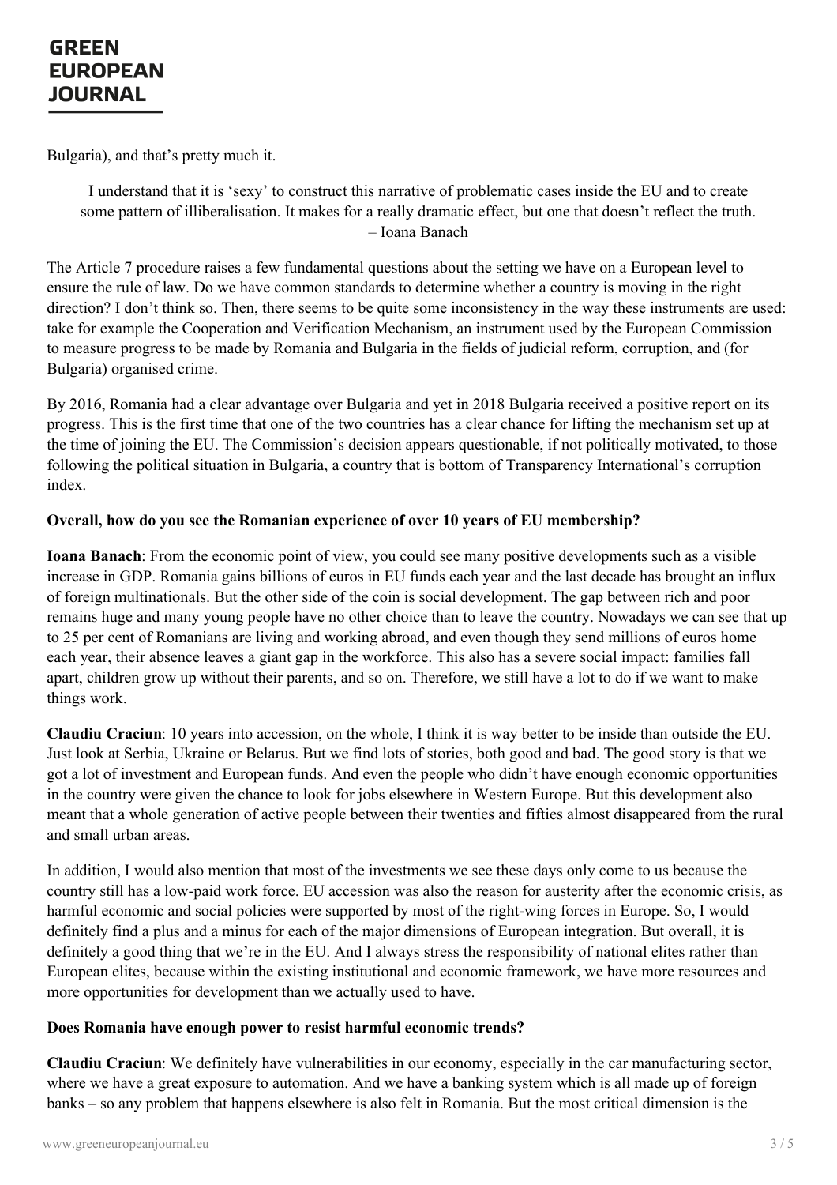Bulgaria), and that's pretty much it.

> I understand that it is 'sexy' to construct this narrative of problematic cases inside the EU and to create some pattern of illiberalisation. It makes for a really dramatic effect, but one that doesn't reflect the truth.
> – Ioana Banach

The Article 7 procedure raises a few fundamental questions about the setting we have on a European level to ensure the rule of law. Do we have common standards to determine whether a country is moving in the right direction? I don't think so. Then, there seems to be quite some inconsistency in the way these instruments are used: take for example the Cooperation and Verification Mechanism, an instrument used by the European Commission to measure progress to be made by Romania and Bulgaria in the fields of judicial reform, corruption, and (for Bulgaria) organised crime.

By 2016, Romania had a clear advantage over Bulgaria and yet in 2018 Bulgaria received a positive report on its progress. This is the first time that one of the two countries has a clear chance for lifting the mechanism set up at the time of joining the EU. The Commission's decision appears questionable, if not politically motivated, to those following the political situation in Bulgaria, a country that is bottom of Transparency International's corruption index.

**Overall, how do you see the Romanian experience of over 10 years of EU membership?**

**Ioana Banach**: From the economic point of view, you could see many positive developments such as a visible increase in GDP. Romania gains billions of euros in EU funds each year and the last decade has brought an influx of foreign multinationals. But the other side of the coin is social development. The gap between rich and poor remains huge and many young people have no other choice than to leave the country. Nowadays we can see that up to 25 per cent of Romanians are living and working abroad, and even though they send millions of euros home each year, their absence leaves a giant gap in the workforce. This also has a severe social impact: families fall apart, children grow up without their parents, and so on. Therefore, we still have a lot to do if we want to make things work.

**Claudiu Craciun**: 10 years into accession, on the whole, I think it is way better to be inside than outside the EU. Just look at Serbia, Ukraine or Belarus. But we find lots of stories, both good and bad. The good story is that we got a lot of investment and European funds. And even the people who didn't have enough economic opportunities in the country were given the chance to look for jobs elsewhere in Western Europe. But this development also meant that a whole generation of active people between their twenties and fifties almost disappeared from the rural and small urban areas.

In addition, I would also mention that most of the investments we see these days only come to us because the country still has a low-paid work force. EU accession was also the reason for austerity after the economic crisis, as harmful economic and social policies were supported by most of the right-wing forces in Europe. So, I would definitely find a plus and a minus for each of the major dimensions of European integration. But overall, it is definitely a good thing that we're in the EU. And I always stress the responsibility of national elites rather than European elites, because within the existing institutional and economic framework, we have more resources and more opportunities for development than we actually used to have.

**Does Romania have enough power to resist harmful economic trends?**

**Claudiu Craciun**: We definitely have vulnerabilities in our economy, especially in the car manufacturing sector, where we have a great exposure to automation. And we have a banking system which is all made up of foreign banks – so any problem that happens elsewhere is also felt in Romania. But the most critical dimension is the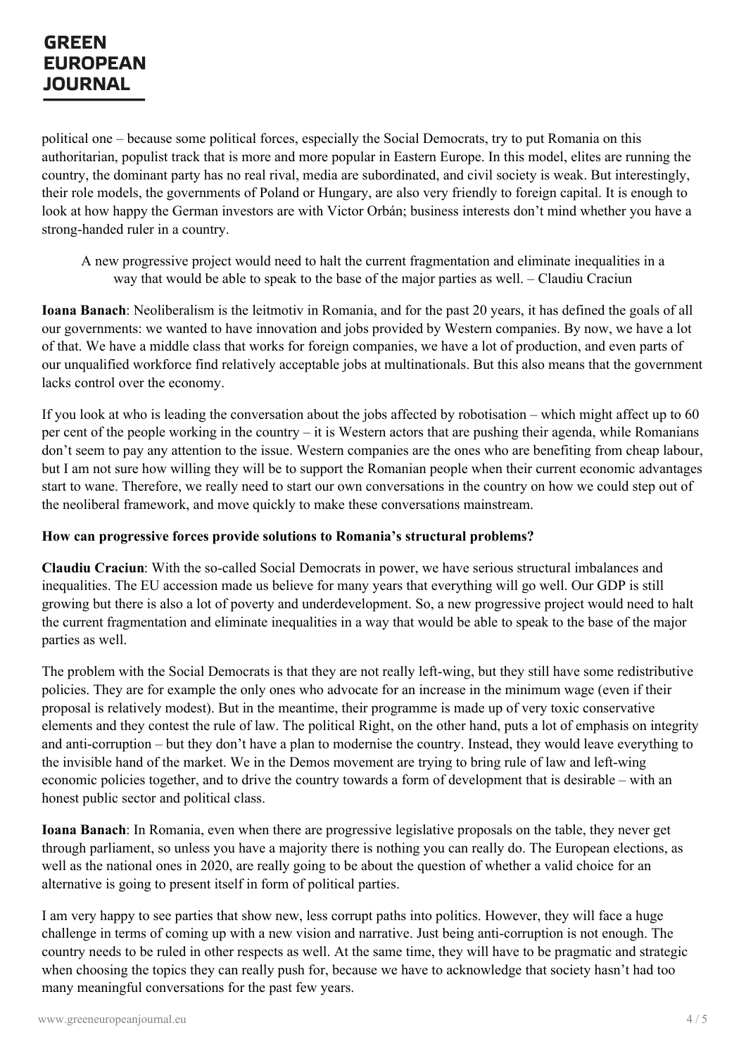political one – because some political forces, especially the Social Democrats, try to put Romania on this authoritarian, populist track that is more and more popular in Eastern Europe. In this model, elites are running the country, the dominant party has no real rival, media are subordinated, and civil society is weak. But interestingly, their role models, the governments of Poland or Hungary, are also very friendly to foreign capital. It is enough to look at how happy the German investors are with Victor Orbán; business interests don't mind whether you have a strong-handed ruler in a country.

> A new progressive project would need to halt the current fragmentation and eliminate inequalities in a way that would be able to speak to the base of the major parties as well. – Claudiu Craciun

**Ioana Banach**: Neoliberalism is the leitmotiv in Romania, and for the past 20 years, it has defined the goals of all our governments: we wanted to have innovation and jobs provided by Western companies. By now, we have a lot of that. We have a middle class that works for foreign companies, we have a lot of production, and even parts of our unqualified workforce find relatively acceptable jobs at multinationals. But this also means that the government lacks control over the economy.

If you look at who is leading the conversation about the jobs affected by robotisation – which might affect up to 60 per cent of the people working in the country – it is Western actors that are pushing their agenda, while Romanians don't seem to pay any attention to the issue. Western companies are the ones who are benefiting from cheap labour, but I am not sure how willing they will be to support the Romanian people when their current economic advantages start to wane. Therefore, we really need to start our own conversations in the country on how we could step out of the neoliberal framework, and move quickly to make these conversations mainstream.

**How can progressive forces provide solutions to Romania's structural problems?**

**Claudiu Craciun**: With the so-called Social Democrats in power, we have serious structural imbalances and inequalities. The EU accession made us believe for many years that everything will go well. Our GDP is still growing but there is also a lot of poverty and underdevelopment. So, a new progressive project would need to halt the current fragmentation and eliminate inequalities in a way that would be able to speak to the base of the major parties as well.

The problem with the Social Democrats is that they are not really left-wing, but they still have some redistributive policies. They are for example the only ones who advocate for an increase in the minimum wage (even if their proposal is relatively modest). But in the meantime, their programme is made up of very toxic conservative elements and they contest the rule of law. The political Right, on the other hand, puts a lot of emphasis on integrity and anti-corruption – but they don't have a plan to modernise the country. Instead, they would leave everything to the invisible hand of the market. We in the Demos movement are trying to bring rule of law and left-wing economic policies together, and to drive the country towards a form of development that is desirable – with an honest public sector and political class.

**Ioana Banach**: In Romania, even when there are progressive legislative proposals on the table, they never get through parliament, so unless you have a majority there is nothing you can really do. The European elections, as well as the national ones in 2020, are really going to be about the question of whether a valid choice for an alternative is going to present itself in form of political parties.

I am very happy to see parties that show new, less corrupt paths into politics. However, they will face a huge challenge in terms of coming up with a new vision and narrative. Just being anti-corruption is not enough. The country needs to be ruled in other respects as well. At the same time, they will have to be pragmatic and strategic when choosing the topics they can really push for, because we have to acknowledge that society hasn't had too many meaningful conversations for the past few years.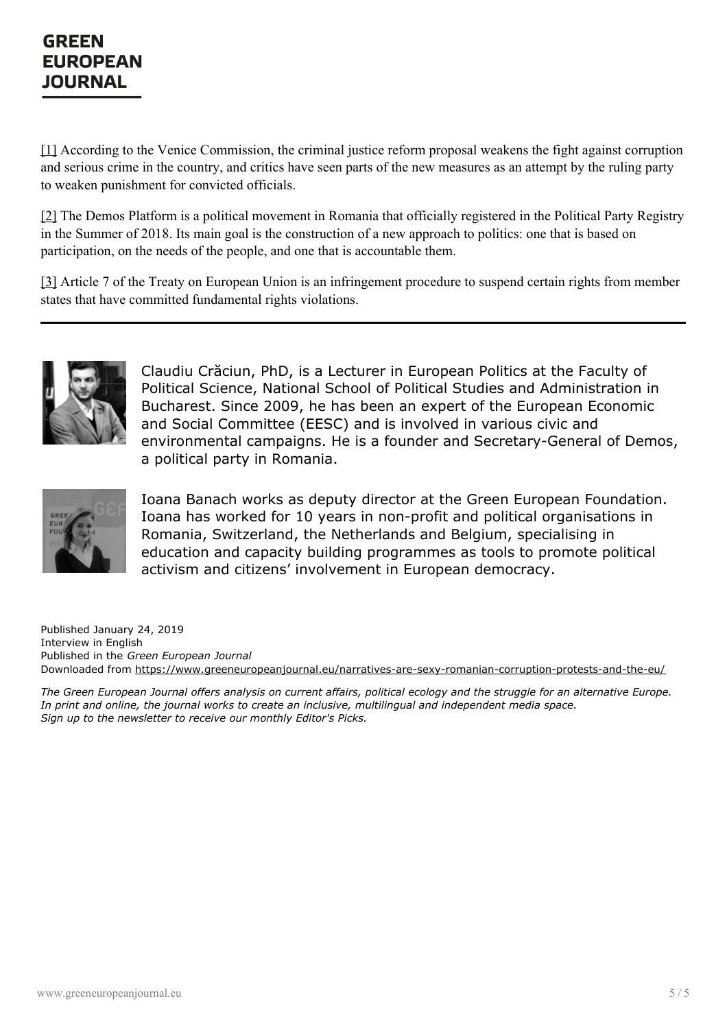[1] According to the Venice Commission, the criminal justice reform proposal weakens the fight against corruption and serious crime in the country, and critics have seen parts of the new measures as an attempt by the ruling party to weaken punishment for convicted officials.

[2] The Demos Platform is a political movement in Romania that officially registered in the Political Party Registry in the Summer of 2018. Its main goal is the construction of a new approach to politics: one that is based on participation, on the needs of the people, and one that is accountable them.

[3] Article 7 of the Treaty on European Union is an infringement procedure to suspend certain rights from member states that have committed fundamental rights violations.

---

Claudiu Crăciun, PhD, is a Lecturer in European Politics at the Faculty of Political Science, National School of Political Studies and Administration in Bucharest. Since 2009, he has been an expert of the European Economic and Social Committee (EESC) and is involved in various civic and environmental campaigns. He is a founder and Secretary-General of Demos, a political party in Romania.

Ioana Banach works as deputy director at the Green European Foundation. Ioana has worked for 10 years in non-profit and political organisations in Romania, Switzerland, the Netherlands and Belgium, specialising in education and capacity building programmes as tools to promote political activism and citizens' involvement in European democracy.

Published January 24, 2019
Interview in English
Published in the *Green European Journal*
Downloaded from https://www.greeneuropeanjournal.eu/narratives-are-sexy-romanian-corruption-protests-and-the-eu/

*The Green European Journal offers analysis on current affairs, political ecology and the struggle for an alternative Europe. In print and online, the journal works to create an inclusive, multilingual and independent media space. Sign up to the newsletter to receive our monthly Editor's Picks.*